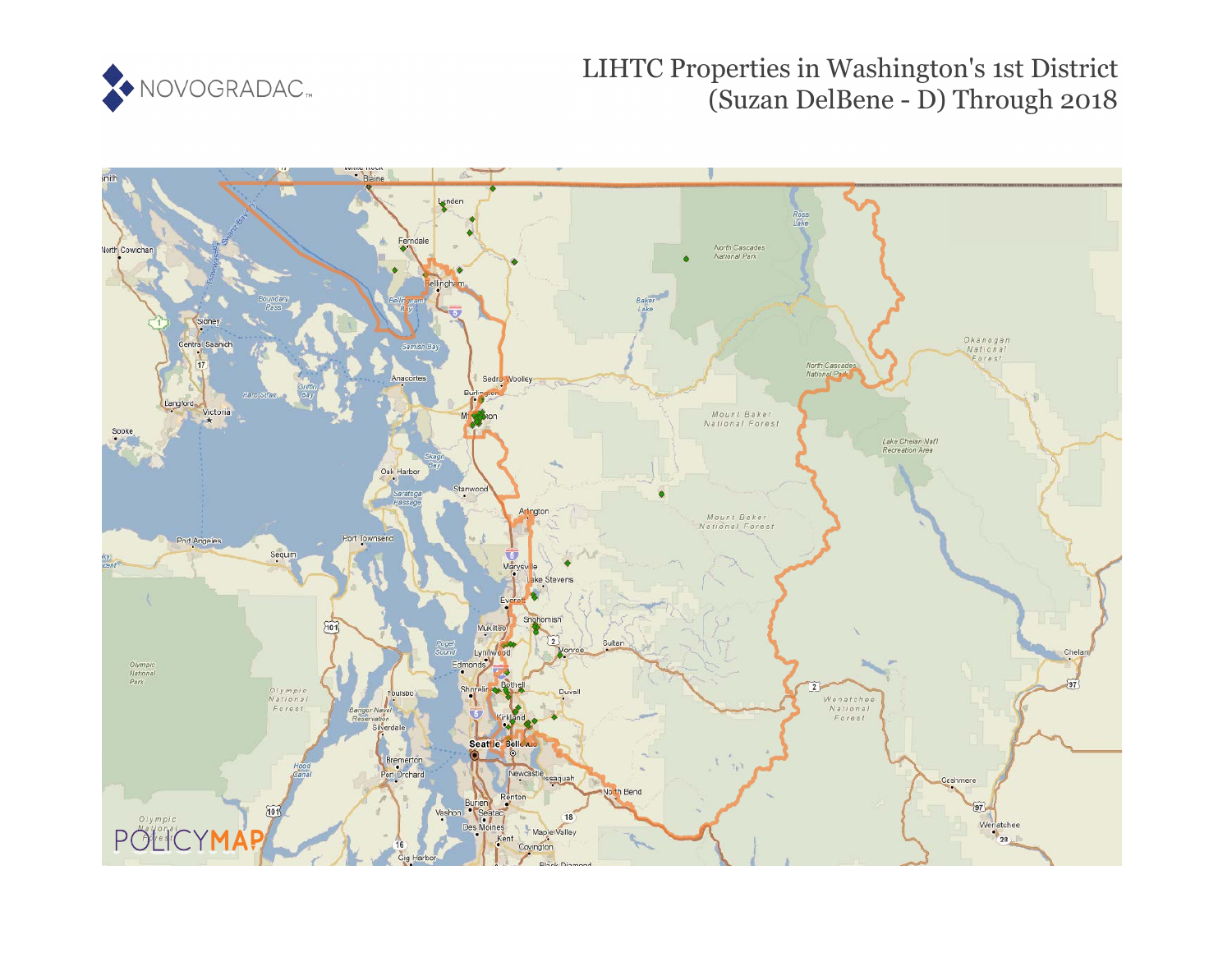# LIHTC Properties in Washington's 1st District (Suzan DelBene - D) Through 2018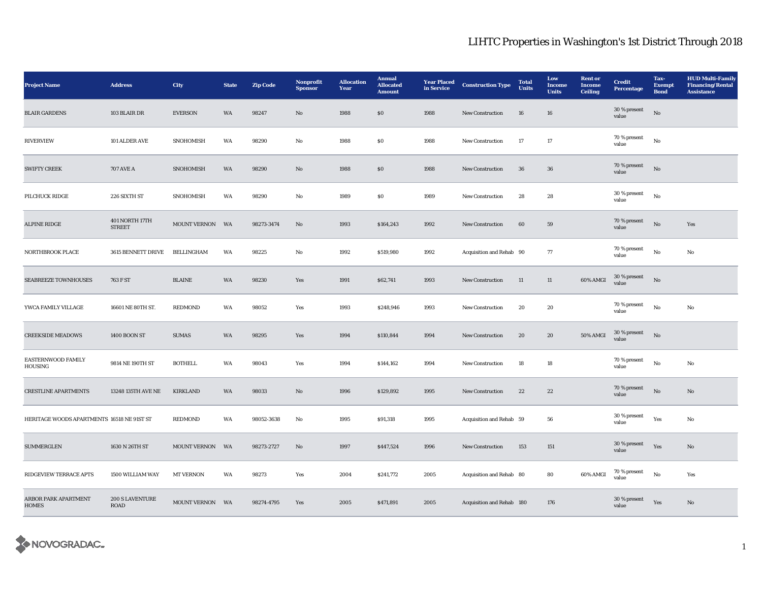# LIHTC Properties in Washington's 1st District Through 2018

| Project Name | Address | City | State | Zip Code | Nonprofit Sponsor | Allocation Year | Annual Allocated Amount | Year Placed in Service | Construction Type | Total Units | Low Income Units | Rent or Income Ceiling | Credit Percentage | Tax-Exempt Bond | HUD Multi-Family Financing/Rental Assistance |
|---|---|---|---|---|---|---|---|---|---|---|---|---|---|---|---|
| BLAIR GARDENS | 103 BLAIR DR | EVERSON | WA | 98247 | No | 1988 | $0 | 1988 | New Construction | 16 | 16 | | 30 % present value | No | |
| RIVERVIEW | 101 ALDER AVE | SNOHOMISH | WA | 98290 | No | 1988 | $0 | 1988 | New Construction | 17 | 17 | | 70 % present value | No | |
| SWIFTY CREEK | 707 AVE A | SNOHOMISH | WA | 98290 | No | 1988 | $0 | 1988 | New Construction | 36 | 36 | | 70 % present value | No | |
| PILCHUCK RIDGE | 226 SIXTH ST | SNOHOMISH | WA | 98290 | No | 1989 | $0 | 1989 | New Construction | 28 | 28 | | 30 % present value | No | |
| ALPINE RIDGE | 401 NORTH 17TH STREET | MOUNT VERNON | WA | 98273-3474 | No | 1993 | $164,243 | 1992 | New Construction | 60 | 59 | | 70 % present value | No | Yes |
| NORTHBROOK PLACE | 3615 BENNETT DRIVE | BELLINGHAM | WA | 98225 | No | 1992 | $519,980 | 1992 | Acquisition and Rehab | 90 | 77 | | 70 % present value | No | No |
| SEABREEZE TOWNHOUSES | 763 F ST | BLAINE | WA | 98230 | Yes | 1991 | $62,741 | 1993 | New Construction | 11 | 11 | 60% AMGI | 30 % present value | No | |
| YWCA FAMILY VILLAGE | 16601 NE 80TH ST. | REDMOND | WA | 98052 | Yes | 1993 | $248,946 | 1993 | New Construction | 20 | 20 | | 70 % present value | No | No |
| CREEKSIDE MEADOWS | 1400 BOON ST | SUMAS | WA | 98295 | Yes | 1994 | $110,844 | 1994 | New Construction | 20 | 20 | 50% AMGI | 30 % present value | No | |
| EASTERNWOOD FAMILY HOUSING | 9814 NE 190TH ST | BOTHELL | WA | 98043 | Yes | 1994 | $144,162 | 1994 | New Construction | 18 | 18 | | 70 % present value | No | No |
| CRESTLINE APARTMENTS | 13248 135TH AVE NE | KIRKLAND | WA | 98033 | No | 1996 | $129,892 | 1995 | New Construction | 22 | 22 | | 70 % present value | No | No |
| HERITAGE WOODS APARTMENTS | 16518 NE 91ST ST | REDMOND | WA | 98052-3638 | No | 1995 | $91,318 | 1995 | Acquisition and Rehab | 59 | 56 | | 30 % present value | Yes | No |
| SUMMERGLEN | 1630 N 26TH ST | MOUNT VERNON | WA | 98273-2727 | No | 1997 | $447,524 | 1996 | New Construction | 153 | 151 | | 30 % present value | Yes | No |
| RIDGEVIEW TERRACE APTS | 1500 WILLIAM WAY | MT VERNON | WA | 98273 | Yes | 2004 | $241,772 | 2005 | Acquisition and Rehab | 80 | 80 | 60% AMGI | 70 % present value | No | Yes |
| ARBOR PARK APARTMENT HOMES | 200 S LAVENTURE ROAD | MOUNT VERNON | WA | 98274-4795 | Yes | 2005 | $471,891 | 2005 | Acquisition and Rehab | 180 | 176 | | 30 % present value | Yes | No |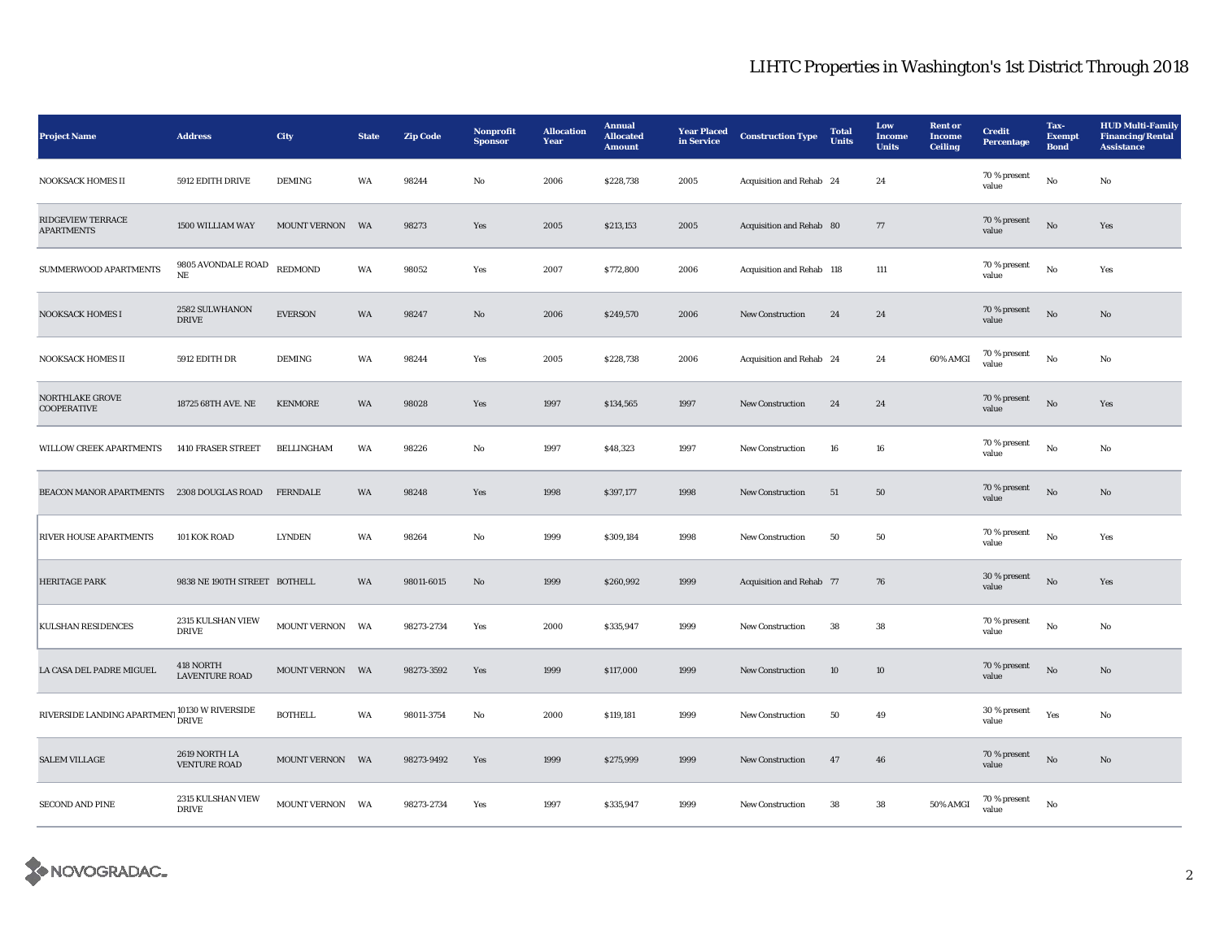# LIHTC Properties in Washington's 1st District Through 2018

| Project Name | Address | City | State | Zip Code | Nonprofit Sponsor | Allocation Year | Annual Allocated Amount | Year Placed in Service | Construction Type | Total Units | Low Income Units | Rent or Income Ceiling | Credit Percentage | Tax-Exempt Bond | HUD Multi-Family Financing/Rental Assistance |
|---|---|---|---|---|---|---|---|---|---|---|---|---|---|---|---|
| NOOKSACK HOMES II | 5912 EDITH DRIVE | DEMING | WA | 98244 | No | 2006 | $228,738 | 2005 | Acquisition and Rehab | 24 | 24 | | 70 % present value | No | No |
| RIDGEVIEW TERRACE APARTMENTS | 1500 WILLIAM WAY | MOUNT VERNON | WA | 98273 | Yes | 2005 | $213,153 | 2005 | Acquisition and Rehab | 80 | 77 | | 70 % present value | No | Yes |
| SUMMERWOOD APARTMENTS | 9805 AVONDALE ROAD NE | REDMOND | WA | 98052 | Yes | 2007 | $772,800 | 2006 | Acquisition and Rehab | 118 | 111 | | 70 % present value | No | Yes |
| NOOKSACK HOMES I | 2582 SULWHANON DRIVE | EVERSON | WA | 98247 | No | 2006 | $249,570 | 2006 | New Construction | 24 | 24 | | 70 % present value | No | No |
| NOOKSACK HOMES II | 5912 EDITH DR | DEMING | WA | 98244 | Yes | 2005 | $228,738 | 2006 | Acquisition and Rehab | 24 | 24 | 60% AMGI | 70 % present value | No | No |
| NORTHLAKE GROVE COOPERATIVE | 18725 68TH AVE. NE | KENMORE | WA | 98028 | Yes | 1997 | $134,565 | 1997 | New Construction | 24 | 24 | | 70 % present value | No | Yes |
| WILLOW CREEK APARTMENTS | 1410 FRASER STREET | BELLINGHAM | WA | 98226 | No | 1997 | $48,323 | 1997 | New Construction | 16 | 16 | | 70 % present value | No | No |
| BEACON MANOR APARTMENTS | 2308 DOUGLAS ROAD | FERNDALE | WA | 98248 | Yes | 1998 | $397,177 | 1998 | New Construction | 51 | 50 | | 70 % present value | No | No |
| RIVER HOUSE APARTMENTS | 101 KOK ROAD | LYNDEN | WA | 98264 | No | 1999 | $309,184 | 1998 | New Construction | 50 | 50 | | 70 % present value | No | Yes |
| HERITAGE PARK | 9838 NE 190TH STREET | BOTHELL | WA | 98011-6015 | No | 1999 | $260,992 | 1999 | Acquisition and Rehab | 77 | 76 | | 30 % present value | No | Yes |
| KULSHAN RESIDENCES | 2315 KULSHAN VIEW DRIVE | MOUNT VERNON | WA | 98273-2734 | Yes | 2000 | $335,947 | 1999 | New Construction | 38 | 38 | | 70 % present value | No | No |
| LA CASA DEL PADRE MIGUEL | 418 NORTH LAVENTURE ROAD | MOUNT VERNON | WA | 98273-3592 | Yes | 1999 | $117,000 | 1999 | New Construction | 10 | 10 | | 70 % present value | No | No |
| RIVERSIDE LANDING APARTMENT | 10130 W RIVERSIDE DRIVE | BOTHELL | WA | 98011-3754 | No | 2000 | $119,181 | 1999 | New Construction | 50 | 49 | | 30 % present value | Yes | No |
| SALEM VILLAGE | 2619 NORTH LA VENTURE ROAD | MOUNT VERNON | WA | 98273-9492 | Yes | 1999 | $275,999 | 1999 | New Construction | 47 | 46 | | 70 % present value | No | No |
| SECOND AND PINE | 2315 KULSHAN VIEW DRIVE | MOUNT VERNON | WA | 98273-2734 | Yes | 1997 | $335,947 | 1999 | New Construction | 38 | 38 | 50% AMGI | 70 % present value | No | |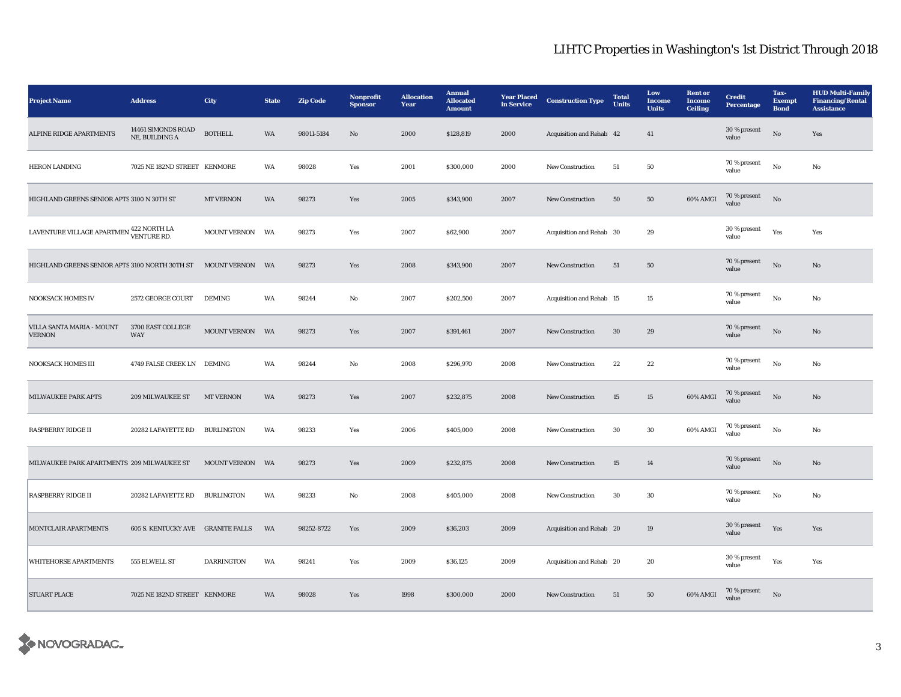# LIHTC Properties in Washington's 1st District Through 2018

| Project Name | Address | City | State | Zip Code | Nonprofit Sponsor | Allocation Year | Annual Allocated Amount | Year Placed in Service | Construction Type | Total Units | Low Income Units | Rent or Income Ceiling | Credit Percentage | Tax-Exempt Bond | HUD Multi-Family Financing/Rental Assistance |
|---|---|---|---|---|---|---|---|---|---|---|---|---|---|---|---|
| ALPINE RIDGE APARTMENTS | 14461 SIMONDS ROAD NE, BUILDING A | BOTHELL | WA | 98011-5184 | No | 2000 | $128,819 | 2000 | Acquisition and Rehab | 42 | 41 | | 30 % present value | No | Yes |
| HERON LANDING | 7025 NE 182ND STREET | KENMORE | WA | 98028 | Yes | 2001 | $300,000 | 2000 | New Construction | 51 | 50 | | 70 % present value | No | No |
| HIGHLAND GREENS SENIOR APTS | 3100 N 30TH ST | MT VERNON | WA | 98273 | Yes | 2005 | $343,900 | 2007 | New Construction | 50 | 50 | 60% AMGI | 70 % present value | No | |
| LAVENTURE VILLAGE APARTMEN | 422 NORTH LA VENTURE RD. | MOUNT VERNON | WA | 98273 | Yes | 2007 | $62,900 | 2007 | Acquisition and Rehab | 30 | 29 | | 30 % present value | Yes | Yes |
| HIGHLAND GREENS SENIOR APTS | 3100 NORTH 30TH ST | MOUNT VERNON | WA | 98273 | Yes | 2008 | $343,900 | 2007 | New Construction | 51 | 50 | | 70 % present value | No | No |
| NOOKSACK HOMES IV | 2572 GEORGE COURT | DEMING | WA | 98244 | No | 2007 | $202,500 | 2007 | Acquisition and Rehab | 15 | 15 | | 70 % present value | No | No |
| VILLA SANTA MARIA - MOUNT VERNON | 3700 EAST COLLEGE WAY | MOUNT VERNON | WA | 98273 | Yes | 2007 | $391,461 | 2007 | New Construction | 30 | 29 | | 70 % present value | No | No |
| NOOKSACK HOMES III | 4749 FALSE CREEK LN | DEMING | WA | 98244 | No | 2008 | $296,970 | 2008 | New Construction | 22 | 22 | | 70 % present value | No | No |
| MILWAUKEE PARK APTS | 209 MILWAUKEE ST | MT VERNON | WA | 98273 | Yes | 2007 | $232,875 | 2008 | New Construction | 15 | 15 | 60% AMGI | 70 % present value | No | No |
| RASPBERRY RIDGE II | 20282 LAFAYETTE RD | BURLINGTON | WA | 98233 | Yes | 2006 | $405,000 | 2008 | New Construction | 30 | 30 | 60% AMGI | 70 % present value | No | No |
| MILWAUKEE PARK APARTMENTS | 209 MILWAUKEE ST | MOUNT VERNON | WA | 98273 | Yes | 2009 | $232,875 | 2008 | New Construction | 15 | 14 | | 70 % present value | No | No |
| RASPBERRY RIDGE II | 20282 LAFAYETTE RD | BURLINGTON | WA | 98233 | No | 2008 | $405,000 | 2008 | New Construction | 30 | 30 | | 70 % present value | No | No |
| MONTCLAIR APARTMENTS | 605 S. KENTUCKY AVE | GRANITE FALLS | WA | 98252-8722 | Yes | 2009 | $36,203 | 2009 | Acquisition and Rehab | 20 | 19 | | 30 % present value | Yes | Yes |
| WHITEHORSE APARTMENTS | 555 ELWELL ST | DARRINGTON | WA | 98241 | Yes | 2009 | $36,125 | 2009 | Acquisition and Rehab | 20 | 20 | | 30 % present value | Yes | Yes |
| STUART PLACE | 7025 NE 182ND STREET | KENMORE | WA | 98028 | Yes | 1998 | $300,000 | 2000 | New Construction | 51 | 50 | 60% AMGI | 70 % present value | No | |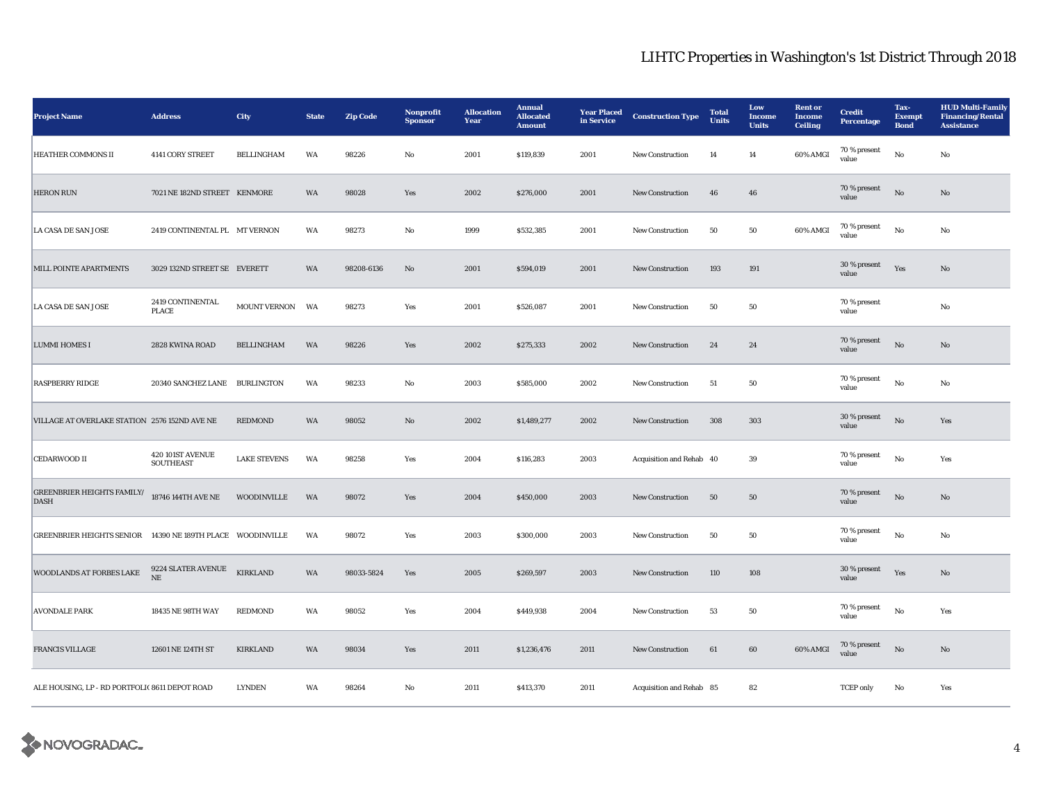# LIHTC Properties in Washington's 1st District Through 2018

| Project Name | Address | City | State | Zip Code | Nonprofit Sponsor | Allocation Year | Annual Allocated Amount | Year Placed in Service | Construction Type | Total Units | Low Income Units | Rent or Income Ceiling | Credit Percentage | Tax-Exempt Bond | HUD Multi-Family Financing/Rental Assistance |
|---|---|---|---|---|---|---|---|---|---|---|---|---|---|---|---|
| HEATHER COMMONS II | 4141 CORY STREET | BELLINGHAM | WA | 98226 | No | 2001 | $119,839 | 2001 | New Construction | 14 | 14 | 60% AMGI | 70 % present value | No | No |
| HERON RUN | 7021 NE 182ND STREET | KENMORE | WA | 98028 | Yes | 2002 | $276,000 | 2001 | New Construction | 46 | 46 | | 70 % present value | No | No |
| LA CASA DE SAN JOSE | 2419 CONTINENTAL PL | MT VERNON | WA | 98273 | No | 1999 | $532,385 | 2001 | New Construction | 50 | 50 | 60% AMGI | 70 % present value | No | No |
| MILL POINTE APARTMENTS | 3029 132ND STREET SE | EVERETT | WA | 98208-6136 | No | 2001 | $594,019 | 2001 | New Construction | 193 | 191 | | 30 % present value | Yes | No |
| LA CASA DE SAN JOSE | 2419 CONTINENTAL PLACE | MOUNT VERNON | WA | 98273 | Yes | 2001 | $526,087 | 2001 | New Construction | 50 | 50 | | 70 % present value | | No |
| LUMMI HOMES I | 2828 KWINA ROAD | BELLINGHAM | WA | 98226 | Yes | 2002 | $275,333 | 2002 | New Construction | 24 | 24 | | 70 % present value | No | No |
| RASPBERRY RIDGE | 20340 SANCHEZ LANE | BURLINGTON | WA | 98233 | No | 2003 | $585,000 | 2002 | New Construction | 51 | 50 | | 70 % present value | No | No |
| VILLAGE AT OVERLAKE STATION | 2576 152ND AVE NE | REDMOND | WA | 98052 | No | 2002 | $1,489,277 | 2002 | New Construction | 308 | 303 | | 30 % present value | No | Yes |
| CEDARWOOD II | 420 101ST AVENUE SOUTHEAST | LAKE STEVENS | WA | 98258 | Yes | 2004 | $116,283 | 2003 | Acquisition and Rehab | 40 | 39 | | 70 % present value | No | Yes |
| GREENBRIER HEIGHTS FAMILY/ DASH | 18746 144TH AVE NE | WOODINVILLE | WA | 98072 | Yes | 2004 | $450,000 | 2003 | New Construction | 50 | 50 | | 70 % present value | No | No |
| GREENBRIER HEIGHTS SENIOR | 14390 NE 189TH PLACE | WOODINVILLE | WA | 98072 | Yes | 2003 | $300,000 | 2003 | New Construction | 50 | 50 | | 70 % present value | No | No |
| WOODLANDS AT FORBES LAKE | 9224 SLATER AVENUE NE | KIRKLAND | WA | 98033-5824 | Yes | 2005 | $269,597 | 2003 | New Construction | 110 | 108 | | 30 % present value | Yes | No |
| AVONDALE PARK | 18435 NE 98TH WAY | REDMOND | WA | 98052 | Yes | 2004 | $449,938 | 2004 | New Construction | 53 | 50 | | 70 % present value | No | Yes |
| FRANCIS VILLAGE | 12601 NE 124TH ST | KIRKLAND | WA | 98034 | Yes | 2011 | $1,236,476 | 2011 | New Construction | 61 | 60 | 60% AMGI | 70 % present value | No | No |
| ALE HOUSING, LP - RD PORTFOLIO | 8611 DEPOT ROAD | LYNDEN | WA | 98264 | No | 2011 | $413,370 | 2011 | Acquisition and Rehab | 85 | 82 | | TCEP only | No | Yes |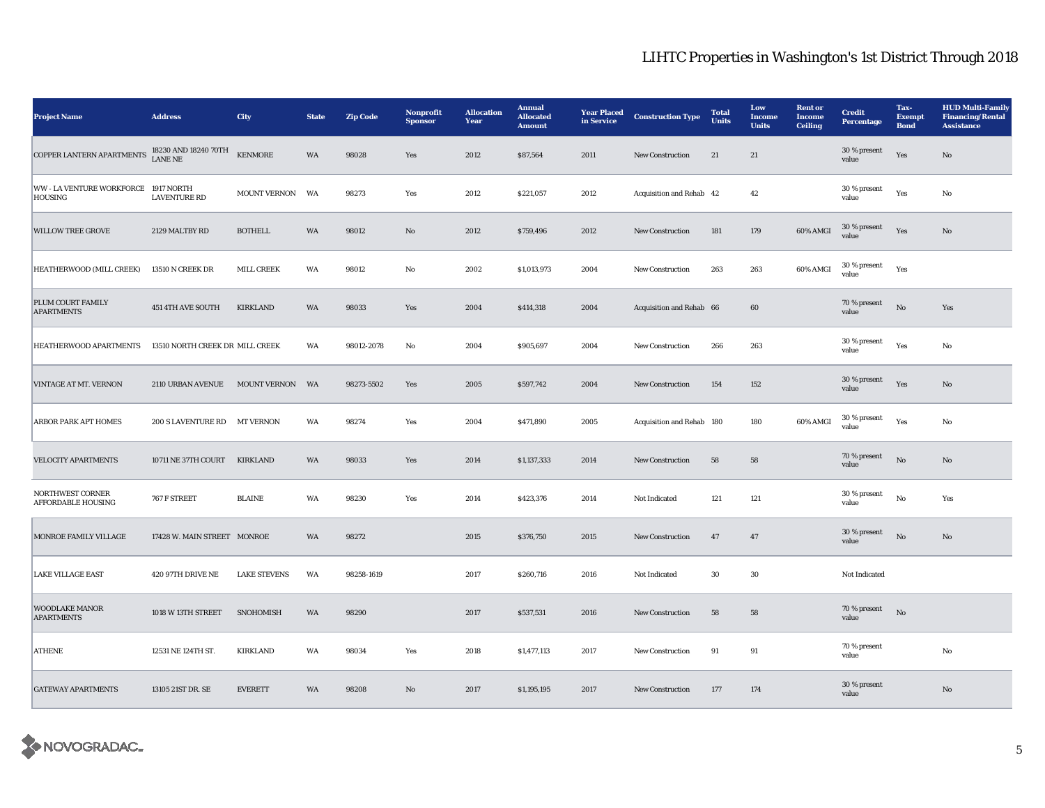# LIHTC Properties in Washington's 1st District Through 2018

| Project Name | Address | City | State | Zip Code | Nonprofit Sponsor | Allocation Year | Annual Allocated Amount | Year Placed in Service | Construction Type | Total Units | Low Income Units | Rent or Income Ceiling | Credit Percentage | Tax-Exempt Bond | HUD Multi-Family Financing/Rental Assistance |
|---|---|---|---|---|---|---|---|---|---|---|---|---|---|---|---|
| COPPER LANTERN APARTMENTS | 18230 AND 18240 70TH LANE NE | KENMORE | WA | 98028 | Yes | 2012 | $87,564 | 2011 | New Construction | 21 | 21 | | 30 % present value | Yes | No |
| WW - LA VENTURE WORKFORCE HOUSING | 1917 NORTH LAVENTURE RD | MOUNT VERNON | WA | 98273 | Yes | 2012 | $221,057 | 2012 | Acquisition and Rehab | 42 | 42 | | 30 % present value | Yes | No |
| WILLOW TREE GROVE | 2129 MALTBY RD | BOTHELL | WA | 98012 | No | 2012 | $759,496 | 2012 | New Construction | 181 | 179 | 60% AMGI | 30 % present value | Yes | No |
| HEATHERWOOD (MILL CREEK) | 13510 N CREEK DR | MILL CREEK | WA | 98012 | No | 2002 | $1,013,973 | 2004 | New Construction | 263 | 263 | 60% AMGI | 30 % present value | Yes | |
| PLUM COURT FAMILY APARTMENTS | 451 4TH AVE SOUTH | KIRKLAND | WA | 98033 | Yes | 2004 | $414,318 | 2004 | Acquisition and Rehab | 66 | 60 | | 70 % present value | No | Yes |
| HEATHERWOOD APARTMENTS | 13510 NORTH CREEK DR | MILL CREEK | WA | 98012-2078 | No | 2004 | $905,697 | 2004 | New Construction | 266 | 263 | | 30 % present value | Yes | No |
| VINTAGE AT MT. VERNON | 2110 URBAN AVENUE | MOUNT VERNON | WA | 98273-5502 | Yes | 2005 | $597,742 | 2004 | New Construction | 154 | 152 | | 30 % present value | Yes | No |
| ARBOR PARK APT HOMES | 200 S LAVENTURE RD | MT VERNON | WA | 98274 | Yes | 2004 | $471,890 | 2005 | Acquisition and Rehab | 180 | 180 | 60% AMGI | 30 % present value | Yes | No |
| VELOCITY APARTMENTS | 10711 NE 37TH COURT | KIRKLAND | WA | 98033 | Yes | 2014 | $1,137,333 | 2014 | New Construction | 58 | 58 | | 70 % present value | No | No |
| NORTHWEST CORNER AFFORDABLE HOUSING | 767 F STREET | BLAINE | WA | 98230 | Yes | 2014 | $423,376 | 2014 | Not Indicated | 121 | 121 | | 30 % present value | No | Yes |
| MONROE FAMILY VILLAGE | 17428 W. MAIN STREET | MONROE | WA | 98272 | | 2015 | $376,750 | 2015 | New Construction | 47 | 47 | | 30 % present value | No | No |
| LAKE VILLAGE EAST | 420 97TH DRIVE NE | LAKE STEVENS | WA | 98258-1619 | | 2017 | $260,716 | 2016 | Not Indicated | 30 | 30 | | Not Indicated | | |
| WOODLAKE MANOR APARTMENTS | 1018 W 13TH STREET | SNOHOMISH | WA | 98290 | | 2017 | $537,531 | 2016 | New Construction | 58 | 58 | | 70 % present value | No | |
| ATHENE | 12531 NE 124TH ST. | KIRKLAND | WA | 98034 | Yes | 2018 | $1,477,113 | 2017 | New Construction | 91 | 91 | | 70 % present value | | No |
| GATEWAY APARTMENTS | 13105 21ST DR. SE | EVERETT | WA | 98208 | No | 2017 | $1,195,195 | 2017 | New Construction | 177 | 174 | | 30 % present value | | No |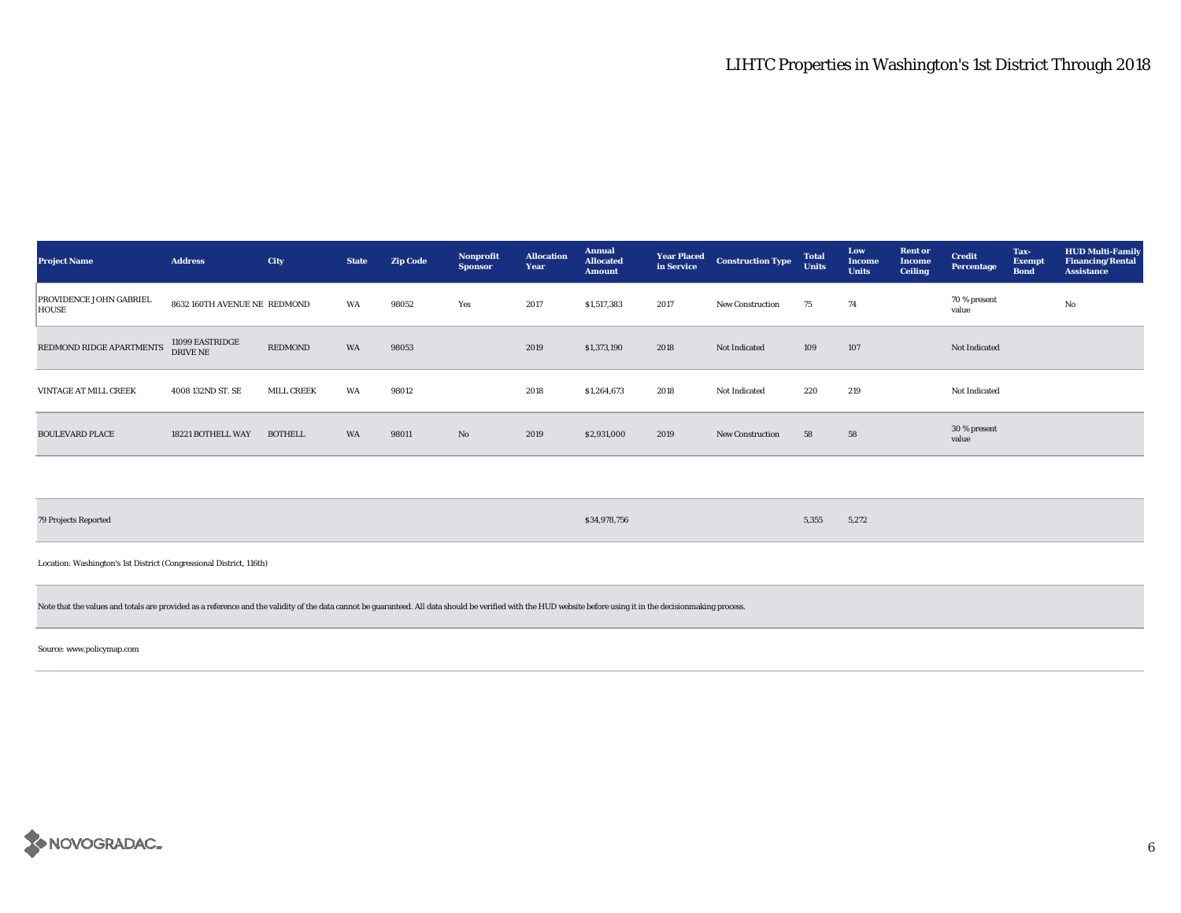| Project Name | Address | City | State | Zip Code | Nonprofit Sponsor | Allocation Year | Annual Allocated Amount | Year Placed in Service | Construction Type | Total Units | Low Income Units | Rent or Income Ceiling | Credit Percentage | Tax-Exempt Bond | HUD Multi-Family Financing/Rental Assistance |
|---|---|---|---|---|---|---|---|---|---|---|---|---|---|---|---|
| PROVIDENCE JOHN GABRIEL HOUSE | 8632 160TH AVENUE NE | REDMOND | WA | 98052 | Yes | 2017 | $1,517,383 | 2017 | New Construction | 75 | 74 | | 70 % present value | | No |
| REDMOND RIDGE APARTMENTS | 11099 EASTRIDGE DRIVE NE | REDMOND | WA | 98053 | | 2019 | $1,373,190 | 2018 | Not Indicated | 109 | 107 | | Not Indicated | | |
| VINTAGE AT MILL CREEK | 4008 132ND ST. SE | MILL CREEK | WA | 98012 | | 2018 | $1,264,673 | 2018 | Not Indicated | 220 | 219 | | Not Indicated | | |
| BOULEVARD PLACE | 18221 BOTHELL WAY | BOTHELL | WA | 98011 | No | 2019 | $2,931,000 | 2019 | New Construction | 58 | 58 | | 30 % present value | | |
| 79 Projects Reported | | | | | | | $34,978,756 | | | 5,355 | 5,272 | | | | |

Location: Washington's 1st District (Congressional District, 116th)

Note that the values and totals are provided as a reference and the validity of the data cannot be guaranteed. All data should be verified with the HUD website before using it in the decisionmaking process.

Source: www.policymap.com